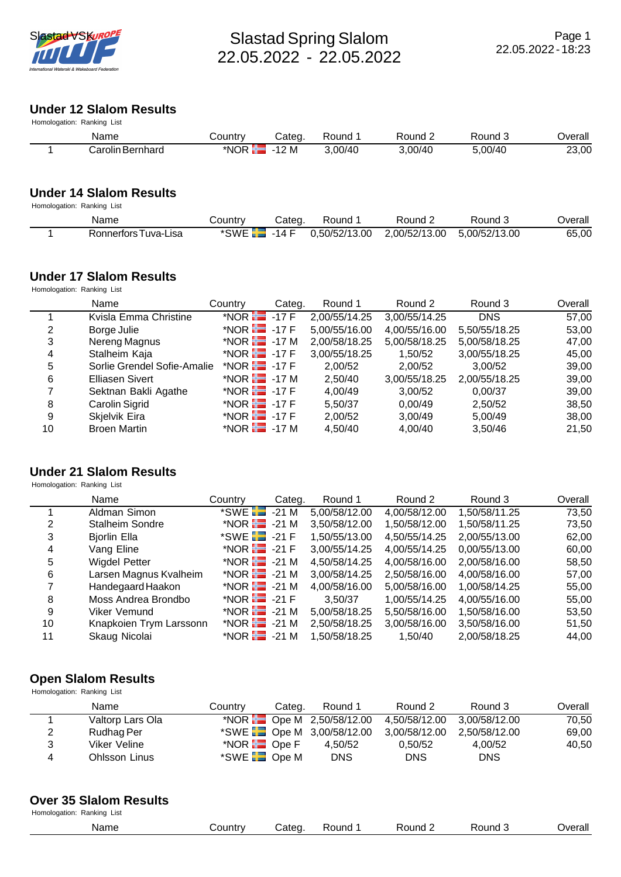# Slastad Spring Slalom
22.05.2022 - 22.05.2022

## Under 12 Slalom Results

Homologation: Ranking List

| | Name | Country | Categ. | Round 1 | Round 2 | Round 3 | Overall |
|---|---|---|---|---|---|---|---|
| 1 | Carolin Bernhard | *NOR | -12 M | 3,00/40 | 3,00/40 | 5,00/40 | 23,00 |

## Under 14 Slalom Results

Homologation: Ranking List

| | Name | Country | Categ. | Round 1 | Round 2 | Round 3 | Overall |
|---|---|---|---|---|---|---|---|
| 1 | Ronnerfors Tuva-Lisa | *SWE | -14 F | 0,50/52/13.00 | 2,00/52/13.00 | 5,00/52/13.00 | 65,00 |

## Under 17 Slalom Results

Homologation: Ranking List

| | Name | Country | Categ. | Round 1 | Round 2 | Round 3 | Overall |
|---|---|---|---|---|---|---|---|
| 1 | Kvisla Emma Christine | *NOR | -17 F | 2,00/55/14.25 | 3,00/55/14.25 | DNS | 57,00 |
| 2 | Borge Julie | *NOR | -17 F | 5,00/55/16.00 | 4,00/55/16.00 | 5,50/55/18.25 | 53,00 |
| 3 | Nereng Magnus | *NOR | -17 M | 2,00/58/18.25 | 5,00/58/18.25 | 5,00/58/18.25 | 47,00 |
| 4 | Stalheim Kaja | *NOR | -17 F | 3,00/55/18.25 | 1,50/52 | 3,00/55/18.25 | 45,00 |
| 5 | Sorlie Grendel Sofie-Amalie | *NOR | -17 F | 2,00/52 | 2,00/52 | 3,00/52 | 39,00 |
| 6 | Elliasen Sivert | *NOR | -17 M | 2,50/40 | 3,00/55/18.25 | 2,00/55/18.25 | 39,00 |
| 7 | Sektnan Bakli Agathe | *NOR | -17 F | 4,00/49 | 3,00/52 | 0,00/37 | 39,00 |
| 8 | Carolin Sigrid | *NOR | -17 F | 5,50/37 | 0,00/49 | 2,50/52 | 38,50 |
| 9 | Skjelvik Eira | *NOR | -17 F | 2,00/52 | 3,00/49 | 5,00/49 | 38,00 |
| 10 | Broen Martin | *NOR | -17 M | 4,50/40 | 4,00/40 | 3,50/46 | 21,50 |

## Under 21 Slalom Results

Homologation: Ranking List

| | Name | Country | Categ. | Round 1 | Round 2 | Round 3 | Overall |
|---|---|---|---|---|---|---|---|
| 1 | Aldman Simon | *SWE | -21 M | 5,00/58/12.00 | 4,00/58/12.00 | 1,50/58/11.25 | 73,50 |
| 2 | Stalheim Sondre | *NOR | -21 M | 3,50/58/12.00 | 1,50/58/12.00 | 1,50/58/11.25 | 73,50 |
| 3 | Bjorlin Ella | *SWE | -21 F | 1,50/55/13.00 | 4,50/55/14.25 | 2,00/55/13.00 | 62,00 |
| 4 | Vang Eline | *NOR | -21 F | 3,00/55/14.25 | 4,00/55/14.25 | 0,00/55/13.00 | 60,00 |
| 5 | Wigdel Petter | *NOR | -21 M | 4,50/58/14.25 | 4,00/58/16.00 | 2,00/58/16.00 | 58,50 |
| 6 | Larsen Magnus Kvalheim | *NOR | -21 M | 3,00/58/14.25 | 2,50/58/16.00 | 4,00/58/16.00 | 57,00 |
| 7 | Handegaard Haakon | *NOR | -21 M | 4,00/58/16.00 | 5,00/58/16.00 | 1,00/58/14.25 | 55,00 |
| 8 | Moss Andrea Brondbo | *NOR | -21 F | 3,50/37 | 1,00/55/14.25 | 4,00/55/16.00 | 55,00 |
| 9 | Viker Vemund | *NOR | -21 M | 5,00/58/18.25 | 5,50/58/16.00 | 1,50/58/16.00 | 53,50 |
| 10 | Knapkoien Trym Larssonn | *NOR | -21 M | 2,50/58/18.25 | 3,00/58/16.00 | 3,50/58/16.00 | 51,50 |
| 11 | Skaug Nicolai | *NOR | -21 M | 1,50/58/18.25 | 1,50/40 | 2,00/58/18.25 | 44,00 |

## Open Slalom Results

Homologation: Ranking List

| | Name | Country | Categ. | Round 1 | Round 2 | Round 3 | Overall |
|---|---|---|---|---|---|---|---|
| 1 | Valtorp Lars Ola | *NOR | Ope M | 2,50/58/12.00 | 4,50/58/12.00 | 3,00/58/12.00 | 70,50 |
| 2 | Rudhag Per | *SWE | Ope M | 3,00/58/12.00 | 3,00/58/12.00 | 2,50/58/12.00 | 69,00 |
| 3 | Viker Veline | *NOR | Ope F | 4,50/52 | 0,50/52 | 4,00/52 | 40,50 |
| 4 | Ohlsson Linus | *SWE | Ope M | DNS | DNS | DNS | |

## Over 35 Slalom Results

Homologation: Ranking List

| | Name | Country | Categ. | Round 1 | Round 2 | Round 3 | Overall |
|---|---|---|---|---|---|---|---|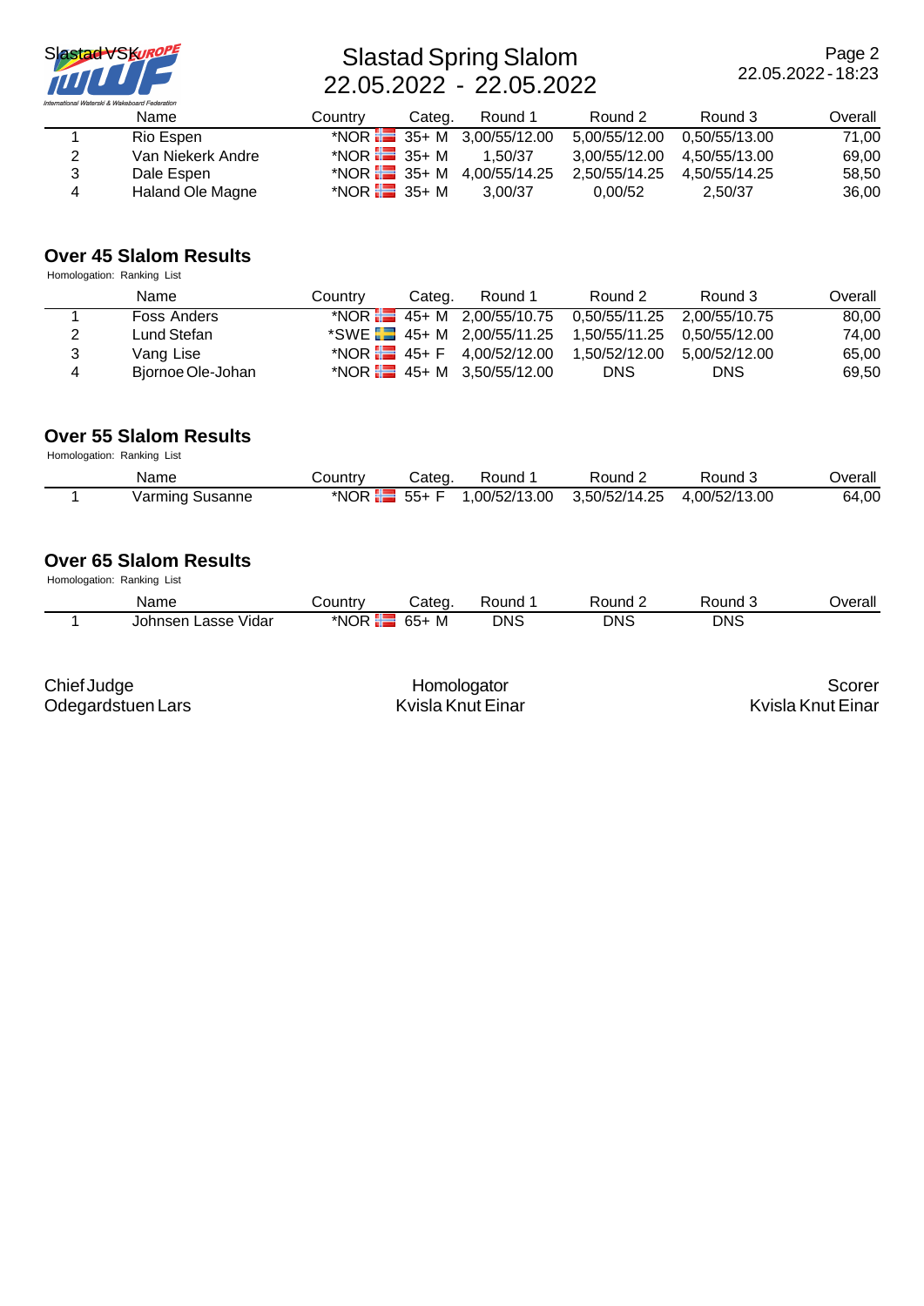| | Name | Country | Categ. | Round 1 | Round 2 | Round 3 | Overall |
|---|---|---|---|---|---|---|---|
| 1 | Rio Espen | *NOR | 35+ M | 3,00/55/12.00 | 5,00/55/12.00 | 0,50/55/13.00 | 71,00 |
| 2 | Van Niekerk Andre | *NOR | 35+ M | 1,50/37 | 3,00/55/12.00 | 4,50/55/13.00 | 69,00 |
| 3 | Dale Espen | *NOR | 35+ M | 4,00/55/14.25 | 2,50/55/14.25 | 4,50/55/14.25 | 58,50 |
| 4 | Haland Ole Magne | *NOR | 35+ M | 3,00/37 | 0,00/52 | 2,50/37 | 36,00 |

## Over 45 Slalom Results

Homologation: Ranking List

| | Name | Country | Categ. | Round 1 | Round 2 | Round 3 | Overall |
|---|---|---|---|---|---|---|---|
| 1 | Foss Anders | *NOR | 45+ M | 2,00/55/10.75 | 0,50/55/11.25 | 2,00/55/10.75 | 80,00 |
| 2 | Lund Stefan | *SWE | 45+ M | 2,00/55/11.25 | 1,50/55/11.25 | 0,50/55/12.00 | 74,00 |
| 3 | Vang Lise | *NOR | 45+ F | 4,00/52/12.00 | 1,50/52/12.00 | 5,00/52/12.00 | 65,00 |
| 4 | Bjornoe Ole-Johan | *NOR | 45+ M | 3,50/55/12.00 | DNS | DNS | 69,50 |

## Over 55 Slalom Results

Homologation: Ranking List

| | Name | Country | Categ. | Round 1 | Round 2 | Round 3 | Overall |
|---|---|---|---|---|---|---|---|
| 1 | Varming Susanne | *NOR | 55+ F | 1,00/52/13.00 | 3,50/52/14.25 | 4,00/52/13.00 | 64,00 |

## Over 65 Slalom Results

Homologation: Ranking List

| | Name | Country | Categ. | Round 1 | Round 2 | Round 3 | Overall |
|---|---|---|---|---|---|---|---|
| 1 | Johnsen Lasse Vidar | *NOR | 65+ M | DNS | DNS | DNS | |

Chief Judge
Odegardstuen Lars

Homologator
Kvisla Knut Einar

Scorer
Kvisla Knut Einar